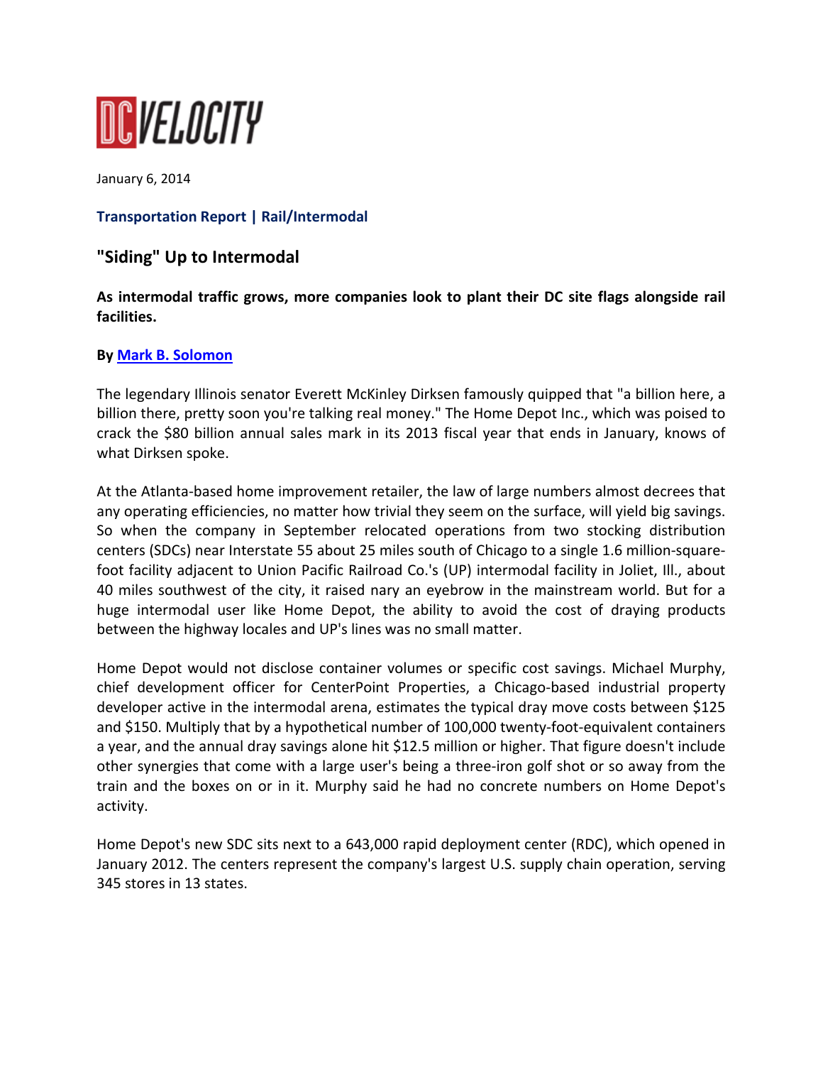DC VELOCITY

January 6, 2014

**Transportation Report | Rail/Intermodal**

## "Siding" Up to Intermodal

**As intermodal traffic grows, more companies look to plant their DC site flags alongside rail facilities.**

**By Mark B. Solomon**

The legendary Illinois senator Everett McKinley Dirksen famously quipped that "a billion here, a billion there, pretty soon you're talking real money." The Home Depot Inc., which was poised to crack the $80 billion annual sales mark in its 2013 fiscal year that ends in January, knows of what Dirksen spoke.

At the Atlanta-based home improvement retailer, the law of large numbers almost decrees that any operating efficiencies, no matter how trivial they seem on the surface, will yield big savings. So when the company in September relocated operations from two stocking distribution centers (SDCs) near Interstate 55 about 25 miles south of Chicago to a single 1.6 million-square-foot facility adjacent to Union Pacific Railroad Co.'s (UP) intermodal facility in Joliet, Ill., about 40 miles southwest of the city, it raised nary an eyebrow in the mainstream world. But for a huge intermodal user like Home Depot, the ability to avoid the cost of draying products between the highway locales and UP's lines was no small matter.

Home Depot would not disclose container volumes or specific cost savings. Michael Murphy, chief development officer for CenterPoint Properties, a Chicago-based industrial property developer active in the intermodal arena, estimates the typical dray move costs between $125 and $150. Multiply that by a hypothetical number of 100,000 twenty-foot-equivalent containers a year, and the annual dray savings alone hit $12.5 million or higher. That figure doesn't include other synergies that come with a large user's being a three-iron golf shot or so away from the train and the boxes on or in it. Murphy said he had no concrete numbers on Home Depot's activity.

Home Depot's new SDC sits next to a 643,000 rapid deployment center (RDC), which opened in January 2012. The centers represent the company's largest U.S. supply chain operation, serving 345 stores in 13 states.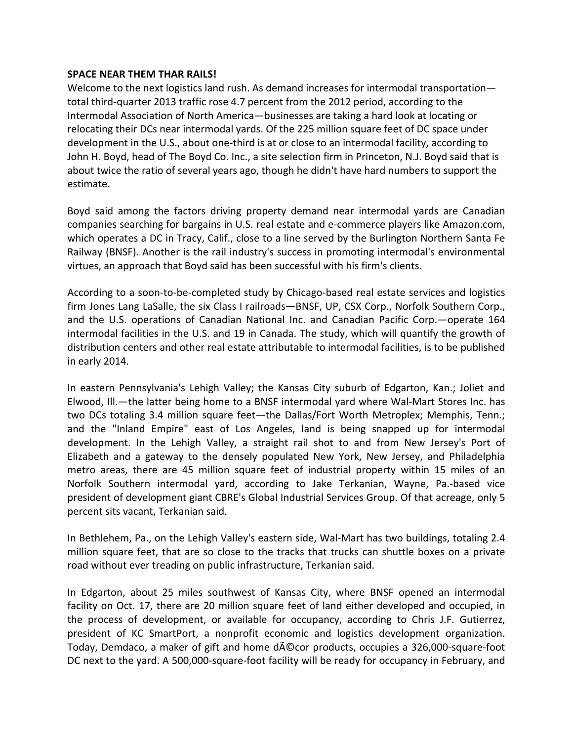**SPACE NEAR THEM THAR RAILS!**

Welcome to the next logistics land rush. As demand increases for intermodal transportation—total third-quarter 2013 traffic rose 4.7 percent from the 2012 period, according to the Intermodal Association of North America—businesses are taking a hard look at locating or relocating their DCs near intermodal yards. Of the 225 million square feet of DC space under development in the U.S., about one-third is at or close to an intermodal facility, according to John H. Boyd, head of The Boyd Co. Inc., a site selection firm in Princeton, N.J. Boyd said that is about twice the ratio of several years ago, though he didn't have hard numbers to support the estimate.

Boyd said among the factors driving property demand near intermodal yards are Canadian companies searching for bargains in U.S. real estate and e-commerce players like Amazon.com, which operates a DC in Tracy, Calif., close to a line served by the Burlington Northern Santa Fe Railway (BNSF). Another is the rail industry's success in promoting intermodal's environmental virtues, an approach that Boyd said has been successful with his firm's clients.

According to a soon-to-be-completed study by Chicago-based real estate services and logistics firm Jones Lang LaSalle, the six Class I railroads—BNSF, UP, CSX Corp., Norfolk Southern Corp., and the U.S. operations of Canadian National Inc. and Canadian Pacific Corp.—operate 164 intermodal facilities in the U.S. and 19 in Canada. The study, which will quantify the growth of distribution centers and other real estate attributable to intermodal facilities, is to be published in early 2014.

In eastern Pennsylvania's Lehigh Valley; the Kansas City suburb of Edgarton, Kan.; Joliet and Elwood, Ill.—the latter being home to a BNSF intermodal yard where Wal-Mart Stores Inc. has two DCs totaling 3.4 million square feet—the Dallas/Fort Worth Metroplex; Memphis, Tenn.; and the "Inland Empire" east of Los Angeles, land is being snapped up for intermodal development. In the Lehigh Valley, a straight rail shot to and from New Jersey's Port of Elizabeth and a gateway to the densely populated New York, New Jersey, and Philadelphia metro areas, there are 45 million square feet of industrial property within 15 miles of an Norfolk Southern intermodal yard, according to Jake Terkanian, Wayne, Pa.-based vice president of development giant CBRE's Global Industrial Services Group. Of that acreage, only 5 percent sits vacant, Terkanian said.

In Bethlehem, Pa., on the Lehigh Valley's eastern side, Wal-Mart has two buildings, totaling 2.4 million square feet, that are so close to the tracks that trucks can shuttle boxes on a private road without ever treading on public infrastructure, Terkanian said.

In Edgarton, about 25 miles southwest of Kansas City, where BNSF opened an intermodal facility on Oct. 17, there are 20 million square feet of land either developed and occupied, in the process of development, or available for occupancy, according to Chris J.F. Gutierrez, president of KC SmartPort, a nonprofit economic and logistics development organization. Today, Demdaco, a maker of gift and home dÃ©cor products, occupies a 326,000-square-foot DC next to the yard. A 500,000-square-foot facility will be ready for occupancy in February, and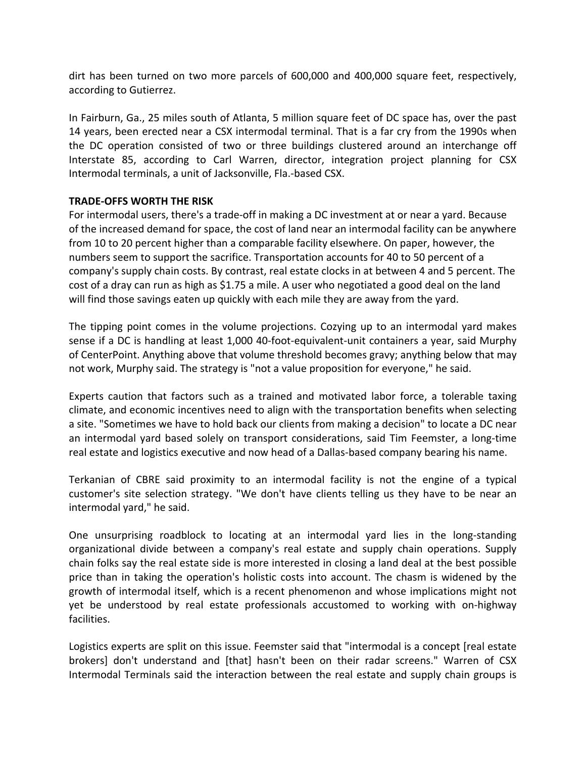dirt has been turned on two more parcels of 600,000 and 400,000 square feet, respectively, according to Gutierrez.

In Fairburn, Ga., 25 miles south of Atlanta, 5 million square feet of DC space has, over the past 14 years, been erected near a CSX intermodal terminal. That is a far cry from the 1990s when the DC operation consisted of two or three buildings clustered around an interchange off Interstate 85, according to Carl Warren, director, integration project planning for CSX Intermodal terminals, a unit of Jacksonville, Fla.-based CSX.

**TRADE-OFFS WORTH THE RISK**

For intermodal users, there's a trade-off in making a DC investment at or near a yard. Because of the increased demand for space, the cost of land near an intermodal facility can be anywhere from 10 to 20 percent higher than a comparable facility elsewhere. On paper, however, the numbers seem to support the sacrifice. Transportation accounts for 40 to 50 percent of a company's supply chain costs. By contrast, real estate clocks in at between 4 and 5 percent. The cost of a dray can run as high as $1.75 a mile. A user who negotiated a good deal on the land will find those savings eaten up quickly with each mile they are away from the yard.

The tipping point comes in the volume projections. Cozying up to an intermodal yard makes sense if a DC is handling at least 1,000 40-foot-equivalent-unit containers a year, said Murphy of CenterPoint. Anything above that volume threshold becomes gravy; anything below that may not work, Murphy said. The strategy is "not a value proposition for everyone," he said.

Experts caution that factors such as a trained and motivated labor force, a tolerable taxing climate, and economic incentives need to align with the transportation benefits when selecting a site. "Sometimes we have to hold back our clients from making a decision" to locate a DC near an intermodal yard based solely on transport considerations, said Tim Feemster, a long-time real estate and logistics executive and now head of a Dallas-based company bearing his name.

Terkanian of CBRE said proximity to an intermodal facility is not the engine of a typical customer's site selection strategy. "We don't have clients telling us they have to be near an intermodal yard," he said.

One unsurprising roadblock to locating at an intermodal yard lies in the long-standing organizational divide between a company's real estate and supply chain operations. Supply chain folks say the real estate side is more interested in closing a land deal at the best possible price than in taking the operation's holistic costs into account. The chasm is widened by the growth of intermodal itself, which is a recent phenomenon and whose implications might not yet be understood by real estate professionals accustomed to working with on-highway facilities.

Logistics experts are split on this issue. Feemster said that "intermodal is a concept [real estate brokers] don't understand and [that] hasn't been on their radar screens." Warren of CSX Intermodal Terminals said the interaction between the real estate and supply chain groups is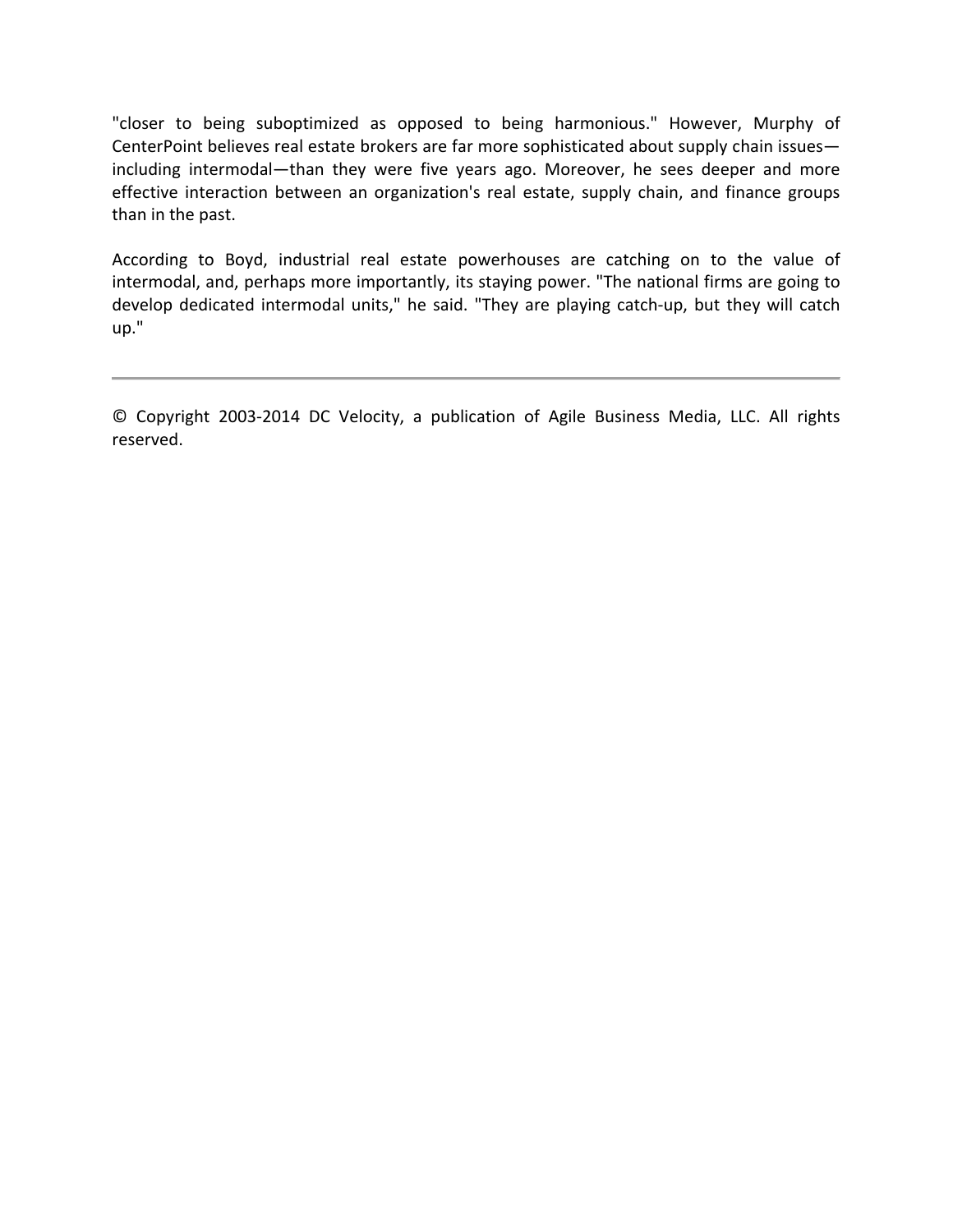"closer to being suboptimized as opposed to being harmonious." However, Murphy of CenterPoint believes real estate brokers are far more sophisticated about supply chain issues—including intermodal—than they were five years ago. Moreover, he sees deeper and more effective interaction between an organization's real estate, supply chain, and finance groups than in the past.

According to Boyd, industrial real estate powerhouses are catching on to the value of intermodal, and, perhaps more importantly, its staying power. "The national firms are going to develop dedicated intermodal units," he said. "They are playing catch-up, but they will catch up."

---

© Copyright 2003-2014 DC Velocity, a publication of Agile Business Media, LLC. All rights reserved.